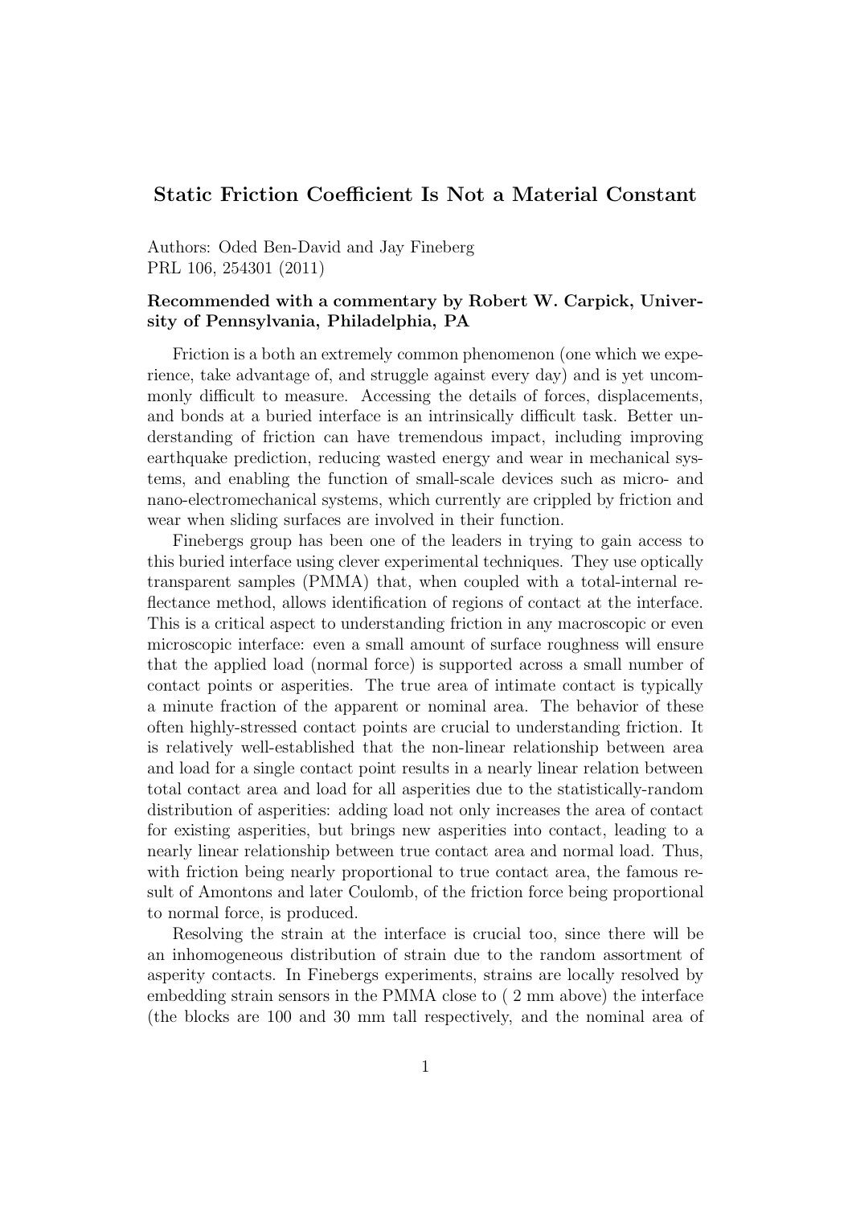# Static Friction Coefficient Is Not a Material Constant

Authors: Oded Ben-David and Jay Fineberg
PRL 106, 254301 (2011)

**Recommended with a commentary by Robert W. Carpick, University of Pennsylvania, Philadelphia, PA**

Friction is a both an extremely common phenomenon (one which we experience, take advantage of, and struggle against every day) and is yet uncommonly difficult to measure. Accessing the details of forces, displacements, and bonds at a buried interface is an intrinsically difficult task. Better understanding of friction can have tremendous impact, including improving earthquake prediction, reducing wasted energy and wear in mechanical systems, and enabling the function of small-scale devices such as micro- and nano-electromechanical systems, which currently are crippled by friction and wear when sliding surfaces are involved in their function.

Finebergs group has been one of the leaders in trying to gain access to this buried interface using clever experimental techniques. They use optically transparent samples (PMMA) that, when coupled with a total-internal reflectance method, allows identification of regions of contact at the interface. This is a critical aspect to understanding friction in any macroscopic or even microscopic interface: even a small amount of surface roughness will ensure that the applied load (normal force) is supported across a small number of contact points or asperities. The true area of intimate contact is typically a minute fraction of the apparent or nominal area. The behavior of these often highly-stressed contact points are crucial to understanding friction. It is relatively well-established that the non-linear relationship between area and load for a single contact point results in a nearly linear relation between total contact area and load for all asperities due to the statistically-random distribution of asperities: adding load not only increases the area of contact for existing asperities, but brings new asperities into contact, leading to a nearly linear relationship between true contact area and normal load. Thus, with friction being nearly proportional to true contact area, the famous result of Amontons and later Coulomb, of the friction force being proportional to normal force, is produced.

Resolving the strain at the interface is crucial too, since there will be an inhomogeneous distribution of strain due to the random assortment of asperity contacts. In Finebergs experiments, strains are locally resolved by embedding strain sensors in the PMMA close to ( 2 mm above) the interface (the blocks are 100 and 30 mm tall respectively, and the nominal area of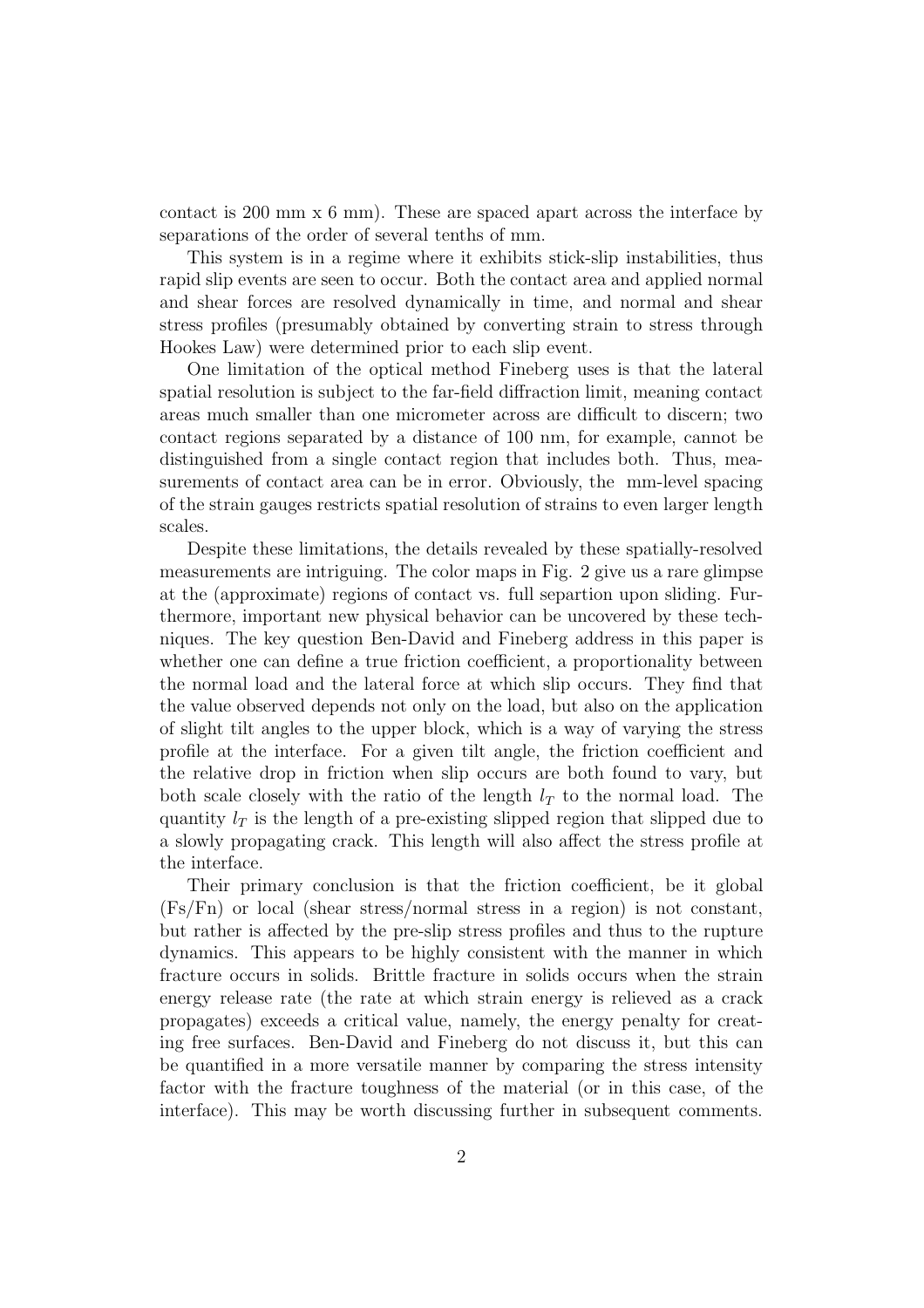contact is 200 mm x 6 mm). These are spaced apart across the interface by separations of the order of several tenths of mm.

This system is in a regime where it exhibits stick-slip instabilities, thus rapid slip events are seen to occur. Both the contact area and applied normal and shear forces are resolved dynamically in time, and normal and shear stress profiles (presumably obtained by converting strain to stress through Hookes Law) were determined prior to each slip event.

One limitation of the optical method Fineberg uses is that the lateral spatial resolution is subject to the far-field diffraction limit, meaning contact areas much smaller than one micrometer across are difficult to discern; two contact regions separated by a distance of 100 nm, for example, cannot be distinguished from a single contact region that includes both. Thus, measurements of contact area can be in error. Obviously, the mm-level spacing of the strain gauges restricts spatial resolution of strains to even larger length scales.

Despite these limitations, the details revealed by these spatially-resolved measurements are intriguing. The color maps in Fig. 2 give us a rare glimpse at the (approximate) regions of contact vs. full separtion upon sliding. Furthermore, important new physical behavior can be uncovered by these techniques. The key question Ben-David and Fineberg address in this paper is whether one can define a true friction coefficient, a proportionality between the normal load and the lateral force at which slip occurs. They find that the value observed depends not only on the load, but also on the application of slight tilt angles to the upper block, which is a way of varying the stress profile at the interface. For a given tilt angle, the friction coefficient and the relative drop in friction when slip occurs are both found to vary, but both scale closely with the ratio of the length $l_T$ to the normal load. The quantity $l_T$ is the length of a pre-existing slipped region that slipped due to a slowly propagating crack. This length will also affect the stress profile at the interface.

Their primary conclusion is that the friction coefficient, be it global (Fs/Fn) or local (shear stress/normal stress in a region) is not constant, but rather is affected by the pre-slip stress profiles and thus to the rupture dynamics. This appears to be highly consistent with the manner in which fracture occurs in solids. Brittle fracture in solids occurs when the strain energy release rate (the rate at which strain energy is relieved as a crack propagates) exceeds a critical value, namely, the energy penalty for creating free surfaces. Ben-David and Fineberg do not discuss it, but this can be quantified in a more versatile manner by comparing the stress intensity factor with the fracture toughness of the material (or in this case, of the interface). This may be worth discussing further in subsequent comments.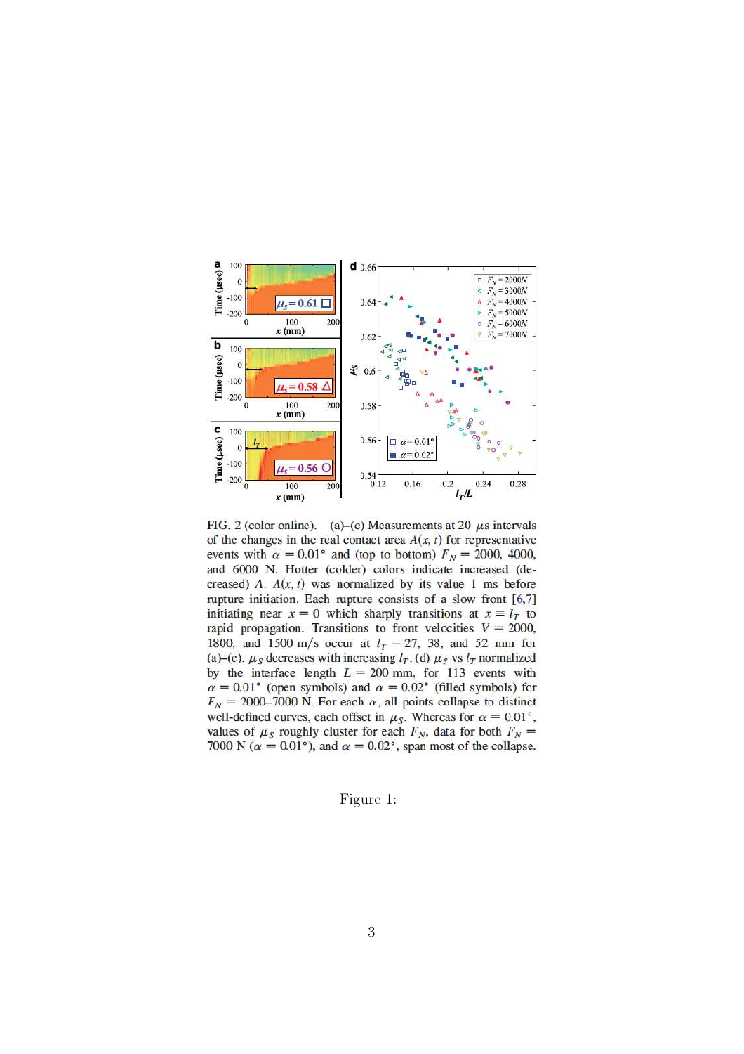FIG. 2 (color online). (a)–(c) Measurements at 20 $\mu$s intervals of the changes in the real contact area $A(x,t)$ for representative events with $\alpha = 0.01°$ and (top to bottom) $F_N = 2000$, 4000, and 6000 N. Hotter (colder) colors indicate increased (decreased) $A$. $A(x,t)$ was normalized by its value 1 ms before rupture initiation. Each rupture consists of a slow front [6,7] initiating near $x = 0$ which sharply transitions at $x \equiv l_T$ to rapid propagation. Transitions to front velocities $V = 2000$, 1800, and 1500 m/s occur at $l_T = 27$, 38, and 52 mm for (a)–(c). $\mu_S$ decreases with increasing $l_T$. (d) $\mu_S$ vs $l_T$ normalized by the interface length $L = 200$ mm, for 113 events with $\alpha = 0.01°$ (open symbols) and $\alpha = 0.02°$ (filled symbols) for $F_N = 2000$–7000 N. For each $\alpha$, all points collapse to distinct well-defined curves, each offset in $\mu_S$. Whereas for $\alpha = 0.01°$, values of $\mu_S$ roughly cluster for each $F_N$, data for both $F_N = 7000$ N ($\alpha = 0.01°$), and $\alpha = 0.02°$, span most of the collapse.

Figure 1: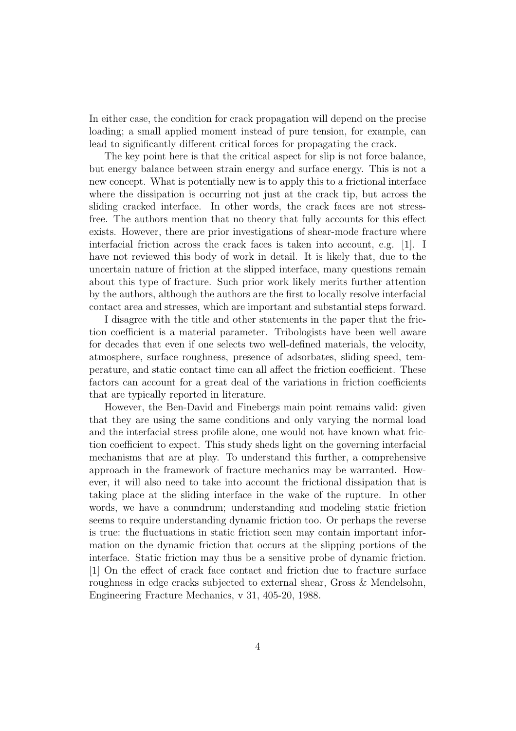In either case, the condition for crack propagation will depend on the precise loading; a small applied moment instead of pure tension, for example, can lead to significantly different critical forces for propagating the crack.

The key point here is that the critical aspect for slip is not force balance, but energy balance between strain energy and surface energy. This is not a new concept. What is potentially new is to apply this to a frictional interface where the dissipation is occurring not just at the crack tip, but across the sliding cracked interface. In other words, the crack faces are not stress-free. The authors mention that no theory that fully accounts for this effect exists. However, there are prior investigations of shear-mode fracture where interfacial friction across the crack faces is taken into account, e.g. [1]. I have not reviewed this body of work in detail. It is likely that, due to the uncertain nature of friction at the slipped interface, many questions remain about this type of fracture. Such prior work likely merits further attention by the authors, although the authors are the first to locally resolve interfacial contact area and stresses, which are important and substantial steps forward.

I disagree with the title and other statements in the paper that the friction coefficient is a material parameter. Tribologists have been well aware for decades that even if one selects two well-defined materials, the velocity, atmosphere, surface roughness, presence of adsorbates, sliding speed, temperature, and static contact time can all affect the friction coefficient. These factors can account for a great deal of the variations in friction coefficients that are typically reported in literature.

However, the Ben-David and Finebergs main point remains valid: given that they are using the same conditions and only varying the normal load and the interfacial stress profile alone, one would not have known what friction coefficient to expect. This study sheds light on the governing interfacial mechanisms that are at play. To understand this further, a comprehensive approach in the framework of fracture mechanics may be warranted. However, it will also need to take into account the frictional dissipation that is taking place at the sliding interface in the wake of the rupture. In other words, we have a conundrum; understanding and modeling static friction seems to require understanding dynamic friction too. Or perhaps the reverse is true: the fluctuations in static friction seen may contain important information on the dynamic friction that occurs at the slipping portions of the interface. Static friction may thus be a sensitive probe of dynamic friction.
[1] On the effect of crack face contact and friction due to fracture surface roughness in edge cracks subjected to external shear, Gross & Mendelsohn, Engineering Fracture Mechanics, v 31, 405-20, 1988.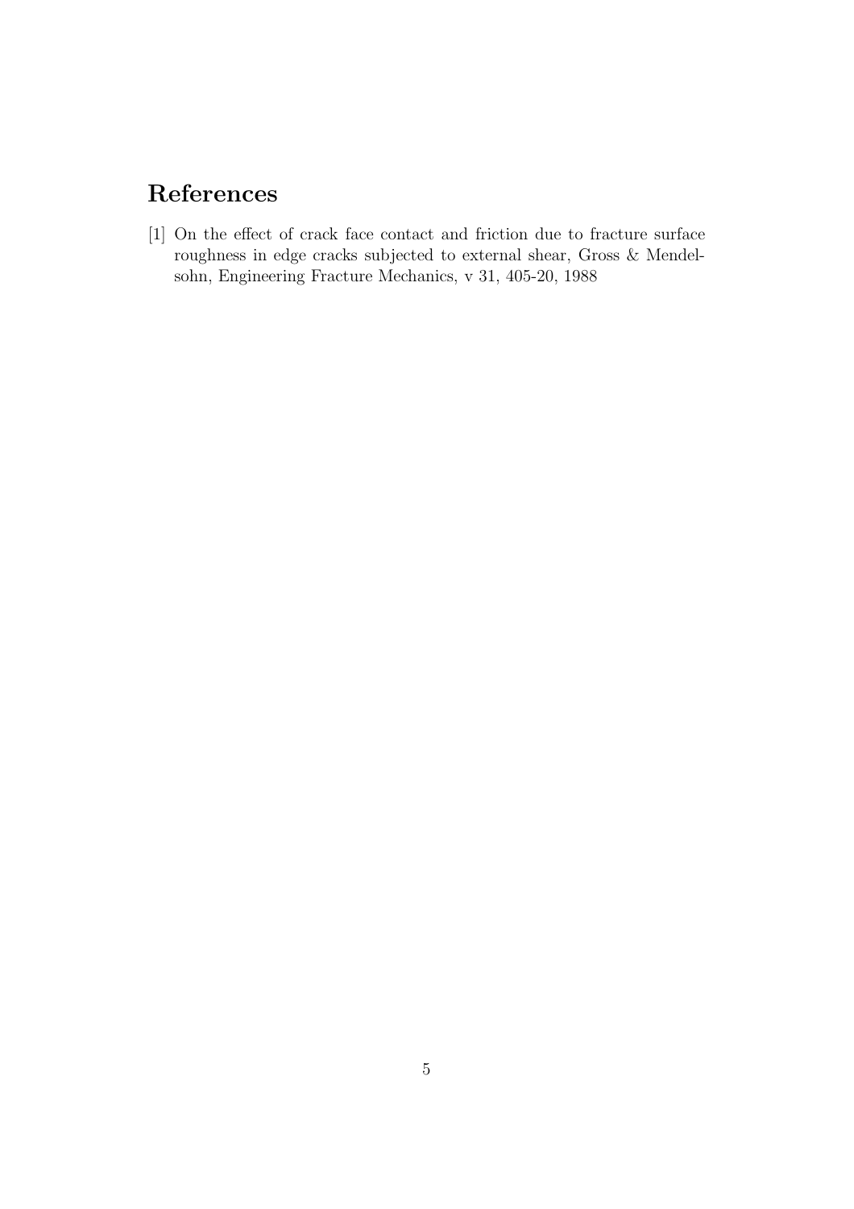# References

[1] On the effect of crack face contact and friction due to fracture surface roughness in edge cracks subjected to external shear, Gross & Mendelsohn, Engineering Fracture Mechanics, v 31, 405-20, 1988